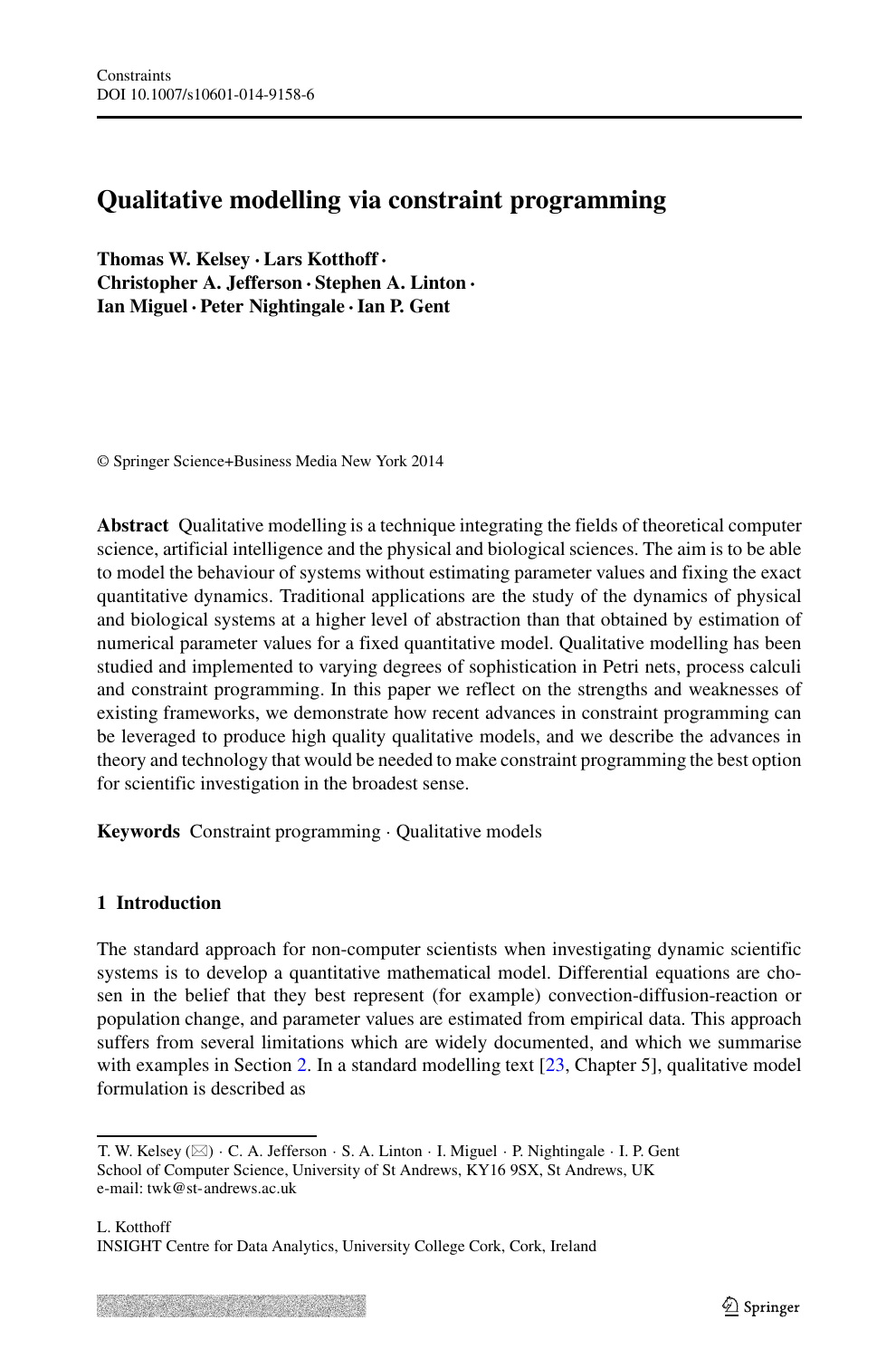# Qualitative modelling via constraint programming

**Thomas W. Kelsey · Lars Kotthoff · Christopher A. Jefferson · Stephen A. Linton · Ian Miguel · Peter Nightingale · Ian P. Gent**

© Springer Science+Business Media New York 2014

**Abstract** Qualitative modelling is a technique integrating the fields of theoretical computer science, artificial intelligence and the physical and biological sciences. The aim is to be able to model the behaviour of systems without estimating parameter values and fixing the exact quantitative dynamics. Traditional applications are the study of the dynamics of physical and biological systems at a higher level of abstraction than that obtained by estimation of numerical parameter values for a fixed quantitative model. Qualitative modelling has been studied and implemented to varying degrees of sophistication in Petri nets, process calculi and constraint programming. In this paper we reflect on the strengths and weaknesses of existing frameworks, we demonstrate how recent advances in constraint programming can be leveraged to produce high quality qualitative models, and we describe the advances in theory and technology that would be needed to make constraint programming the best option for scientific investigation in the broadest sense.

**Keywords** Constraint programming · Qualitative models

## 1 Introduction

The standard approach for non-computer scientists when investigating dynamic scientific systems is to develop a quantitative mathematical model. Differential equations are chosen in the belief that they best represent (for example) convection-diffusion-reaction or population change, and parameter values are estimated from empirical data. This approach suffers from several limitations which are widely documented, and which we summarise with examples in Section 2. In a standard modelling text [23, Chapter 5], qualitative model formulation is described as

T. W. Kelsey (✉) · C. A. Jefferson · S. A. Linton · I. Miguel · P. Nightingale · I. P. Gent
School of Computer Science, University of St Andrews, KY16 9SX, St Andrews, UK
e-mail: twk@st-andrews.ac.uk

L. Kotthoff
INSIGHT Centre for Data Analytics, University College Cork, Cork, Ireland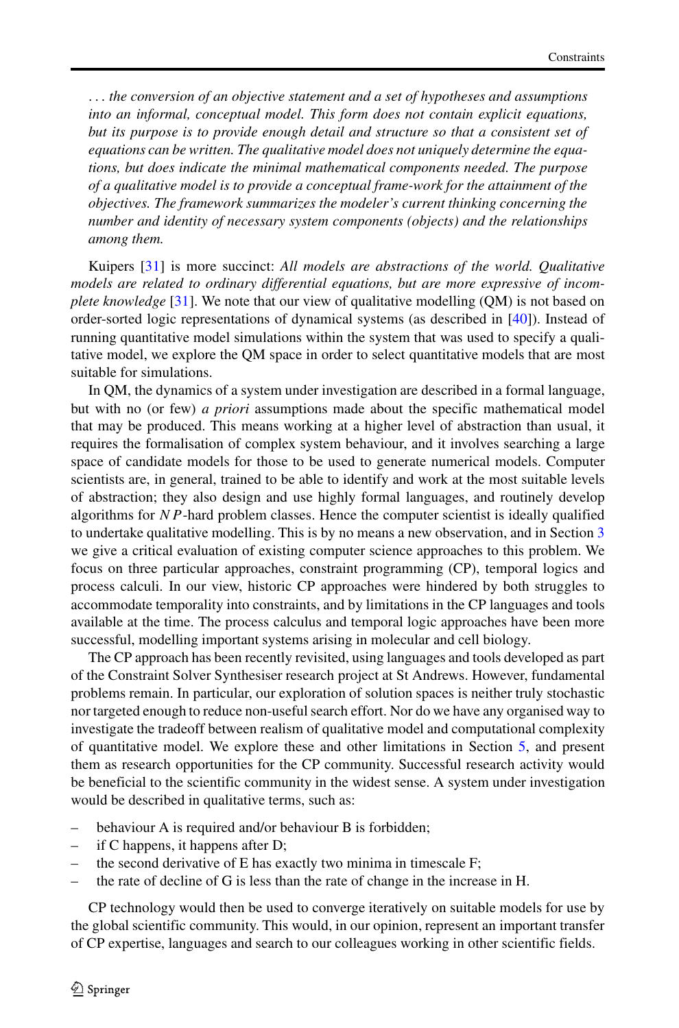*. . . the conversion of an objective statement and a set of hypotheses and assumptions into an informal, conceptual model. This form does not contain explicit equations, but its purpose is to provide enough detail and structure so that a consistent set of equations can be written. The qualitative model does not uniquely determine the equations, but does indicate the minimal mathematical components needed. The purpose of a qualitative model is to provide a conceptual frame-work for the attainment of the objectives. The framework summarizes the modeler's current thinking concerning the number and identity of necessary system components (objects) and the relationships among them.*

Kuipers [31] is more succinct: *All models are abstractions of the world. Qualitative models are related to ordinary differential equations, but are more expressive of incomplete knowledge* [31]. We note that our view of qualitative modelling (QM) is not based on order-sorted logic representations of dynamical systems (as described in [40]). Instead of running quantitative model simulations within the system that was used to specify a qualitative model, we explore the QM space in order to select quantitative models that are most suitable for simulations.

In QM, the dynamics of a system under investigation are described in a formal language, but with no (or few) *a priori* assumptions made about the specific mathematical model that may be produced. This means working at a higher level of abstraction than usual, it requires the formalisation of complex system behaviour, and it involves searching a large space of candidate models for those to be used to generate numerical models. Computer scientists are, in general, trained to be able to identify and work at the most suitable levels of abstraction; they also design and use highly formal languages, and routinely develop algorithms for $NP$-hard problem classes. Hence the computer scientist is ideally qualified to undertake qualitative modelling. This is by no means a new observation, and in Section 3 we give a critical evaluation of existing computer science approaches to this problem. We focus on three particular approaches, constraint programming (CP), temporal logics and process calculi. In our view, historic CP approaches were hindered by both struggles to accommodate temporality into constraints, and by limitations in the CP languages and tools available at the time. The process calculus and temporal logic approaches have been more successful, modelling important systems arising in molecular and cell biology.

The CP approach has been recently revisited, using languages and tools developed as part of the Constraint Solver Synthesiser research project at St Andrews. However, fundamental problems remain. In particular, our exploration of solution spaces is neither truly stochastic nor targeted enough to reduce non-useful search effort. Nor do we have any organised way to investigate the tradeoff between realism of qualitative model and computational complexity of quantitative model. We explore these and other limitations in Section 5, and present them as research opportunities for the CP community. Successful research activity would be beneficial to the scientific community in the widest sense. A system under investigation would be described in qualitative terms, such as:

- behaviour A is required and/or behaviour B is forbidden;
- if C happens, it happens after D;
- the second derivative of E has exactly two minima in timescale F;
- the rate of decline of G is less than the rate of change in the increase in H.

CP technology would then be used to converge iteratively on suitable models for use by the global scientific community. This would, in our opinion, represent an important transfer of CP expertise, languages and search to our colleagues working in other scientific fields.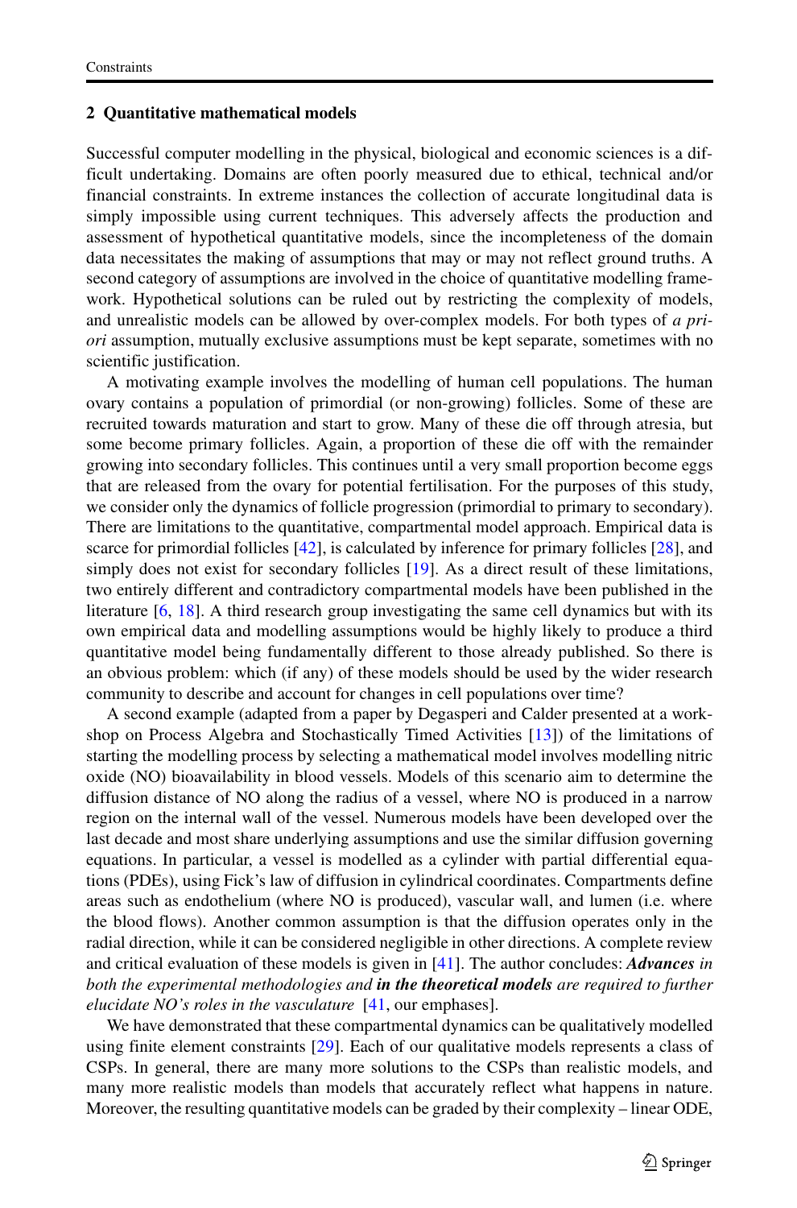## 2 Quantitative mathematical models

Successful computer modelling in the physical, biological and economic sciences is a difficult undertaking. Domains are often poorly measured due to ethical, technical and/or financial constraints. In extreme instances the collection of accurate longitudinal data is simply impossible using current techniques. This adversely affects the production and assessment of hypothetical quantitative models, since the incompleteness of the domain data necessitates the making of assumptions that may or may not reflect ground truths. A second category of assumptions are involved in the choice of quantitative modelling framework. Hypothetical solutions can be ruled out by restricting the complexity of models, and unrealistic models can be allowed by over-complex models. For both types of *a priori* assumption, mutually exclusive assumptions must be kept separate, sometimes with no scientific justification.

A motivating example involves the modelling of human cell populations. The human ovary contains a population of primordial (or non-growing) follicles. Some of these are recruited towards maturation and start to grow. Many of these die off through atresia, but some become primary follicles. Again, a proportion of these die off with the remainder growing into secondary follicles. This continues until a very small proportion become eggs that are released from the ovary for potential fertilisation. For the purposes of this study, we consider only the dynamics of follicle progression (primordial to primary to secondary). There are limitations to the quantitative, compartmental model approach. Empirical data is scarce for primordial follicles [42], is calculated by inference for primary follicles [28], and simply does not exist for secondary follicles [19]. As a direct result of these limitations, two entirely different and contradictory compartmental models have been published in the literature [6, 18]. A third research group investigating the same cell dynamics but with its own empirical data and modelling assumptions would be highly likely to produce a third quantitative model being fundamentally different to those already published. So there is an obvious problem: which (if any) of these models should be used by the wider research community to describe and account for changes in cell populations over time?

A second example (adapted from a paper by Degasperi and Calder presented at a workshop on Process Algebra and Stochastically Timed Activities [13]) of the limitations of starting the modelling process by selecting a mathematical model involves modelling nitric oxide (NO) bioavailability in blood vessels. Models of this scenario aim to determine the diffusion distance of NO along the radius of a vessel, where NO is produced in a narrow region on the internal wall of the vessel. Numerous models have been developed over the last decade and most share underlying assumptions and use the similar diffusion governing equations. In particular, a vessel is modelled as a cylinder with partial differential equations (PDEs), using Fick's law of diffusion in cylindrical coordinates. Compartments define areas such as endothelium (where NO is produced), vascular wall, and lumen (i.e. where the blood flows). Another common assumption is that the diffusion operates only in the radial direction, while it can be considered negligible in other directions. A complete review and critical evaluation of these models is given in [41]. The author concludes: ***Advances** in both the experimental methodologies and **in the theoretical models** are required to further elucidate NO's roles in the vasculature* [41, our emphases].

We have demonstrated that these compartmental dynamics can be qualitatively modelled using finite element constraints [29]. Each of our qualitative models represents a class of CSPs. In general, there are many more solutions to the CSPs than realistic models, and many more realistic models than models that accurately reflect what happens in nature. Moreover, the resulting quantitative models can be graded by their complexity – linear ODE,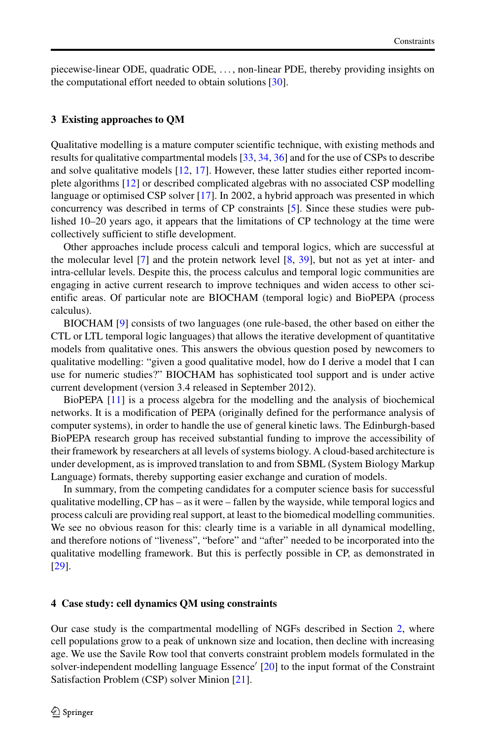piecewise-linear ODE, quadratic ODE, ..., non-linear PDE, thereby providing insights on the computational effort needed to obtain solutions [30].

## 3 Existing approaches to QM

Qualitative modelling is a mature computer scientific technique, with existing methods and results for qualitative compartmental models [33, 34, 36] and for the use of CSPs to describe and solve qualitative models [12, 17]. However, these latter studies either reported incomplete algorithms [12] or described complicated algebras with no associated CSP modelling language or optimised CSP solver [17]. In 2002, a hybrid approach was presented in which concurrency was described in terms of CP constraints [5]. Since these studies were published 10–20 years ago, it appears that the limitations of CP technology at the time were collectively sufficient to stifle development.

Other approaches include process calculi and temporal logics, which are successful at the molecular level [7] and the protein network level [8, 39], but not as yet at inter- and intra-cellular levels. Despite this, the process calculus and temporal logic communities are engaging in active current research to improve techniques and widen access to other scientific areas. Of particular note are BIOCHAM (temporal logic) and BioPEPA (process calculus).

BIOCHAM [9] consists of two languages (one rule-based, the other based on either the CTL or LTL temporal logic languages) that allows the iterative development of quantitative models from qualitative ones. This answers the obvious question posed by newcomers to qualitative modelling: "given a good qualitative model, how do I derive a model that I can use for numeric studies?" BIOCHAM has sophisticated tool support and is under active current development (version 3.4 released in September 2012).

BioPEPA [11] is a process algebra for the modelling and the analysis of biochemical networks. It is a modification of PEPA (originally defined for the performance analysis of computer systems), in order to handle the use of general kinetic laws. The Edinburgh-based BioPEPA research group has received substantial funding to improve the accessibility of their framework by researchers at all levels of systems biology. A cloud-based architecture is under development, as is improved translation to and from SBML (System Biology Markup Language) formats, thereby supporting easier exchange and curation of models.

In summary, from the competing candidates for a computer science basis for successful qualitative modelling, CP has – as it were – fallen by the wayside, while temporal logics and process calculi are providing real support, at least to the biomedical modelling communities. We see no obvious reason for this: clearly time is a variable in all dynamical modelling, and therefore notions of "liveness", "before" and "after" needed to be incorporated into the qualitative modelling framework. But this is perfectly possible in CP, as demonstrated in [29].

## 4 Case study: cell dynamics QM using constraints

Our case study is the compartmental modelling of NGFs described in Section 2, where cell populations grow to a peak of unknown size and location, then decline with increasing age. We use the Savile Row tool that converts constraint problem models formulated in the solver-independent modelling language Essence′ [20] to the input format of the Constraint Satisfaction Problem (CSP) solver Minion [21].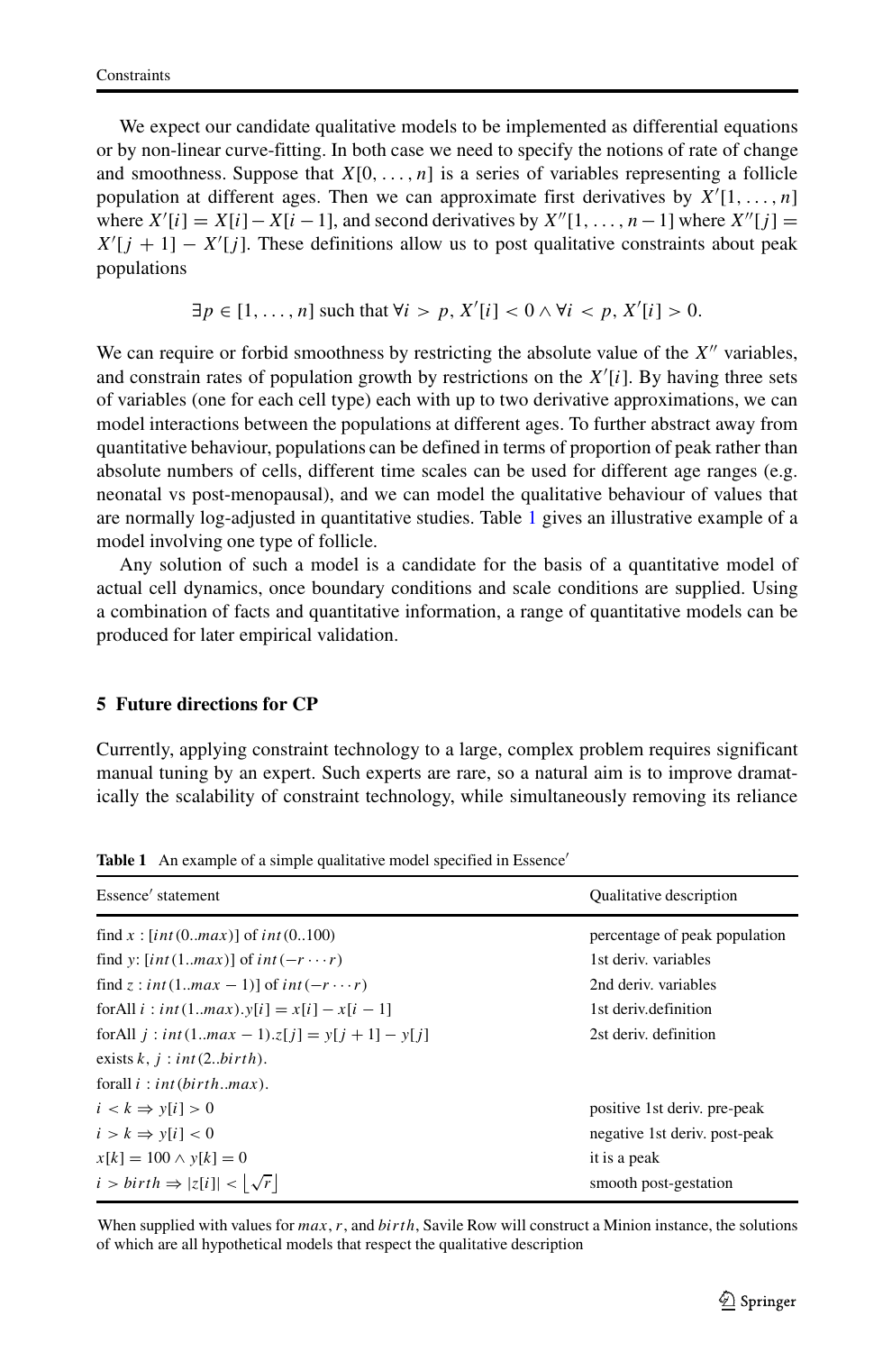We expect our candidate qualitative models to be implemented as differential equations or by non-linear curve-fitting. In both case we need to specify the notions of rate of change and smoothness. Suppose that $X[0, \ldots, n]$ is a series of variables representing a follicle population at different ages. Then we can approximate first derivatives by $X'[1, \ldots, n]$ where $X'[i] = X[i] - X[i-1]$, and second derivatives by $X''[1, \ldots, n-1]$ where $X''[j] = X'[j+1] - X'[j]$. These definitions allow us to post qualitative constraints about peak populations

$$\exists p \in [1, \ldots, n] \text{ such that } \forall i > p, X'[i] < 0 \wedge \forall i < p, X'[i] > 0.$$

We can require or forbid smoothness by restricting the absolute value of the $X''$ variables, and constrain rates of population growth by restrictions on the $X'[i]$. By having three sets of variables (one for each cell type) each with up to two derivative approximations, we can model interactions between the populations at different ages. To further abstract away from quantitative behaviour, populations can be defined in terms of proportion of peak rather than absolute numbers of cells, different time scales can be used for different age ranges (e.g. neonatal vs post-menopausal), and we can model the qualitative behaviour of values that are normally log-adjusted in quantitative studies. Table 1 gives an illustrative example of a model involving one type of follicle.

Any solution of such a model is a candidate for the basis of a quantitative model of actual cell dynamics, once boundary conditions and scale conditions are supplied. Using a combination of facts and quantitative information, a range of quantitative models can be produced for later empirical validation.

## 5 Future directions for CP

Currently, applying constraint technology to a large, complex problem requires significant manual tuning by an expert. Such experts are rare, so a natural aim is to improve dramatically the scalability of constraint technology, while simultaneously removing its reliance

**Table 1** An example of a simple qualitative model specified in Essence′

| Essence′ statement | Qualitative description |
|---|---|
| find $x : [int(0..max)]$ of $int(0..100)$ | percentage of peak population |
| find $y$: $[int(1..max)]$ of $int(-r \cdots r)$ | 1st deriv. variables |
| find $z : int(1..max-1)]$ of $int(-r \cdots r)$ | 2nd deriv. variables |
| forAll $i : int(1..max).y[i] = x[i] - x[i-1]$ | 1st deriv.definition |
| forAll $j : int(1..max-1).z[j] = y[j+1] - y[j]$ | 2st deriv. definition |
| exists $k, j : int(2..birth)$. | |
| forall $i : int(birth..max)$. | |
| $i < k \Rightarrow y[i] > 0$ | positive 1st deriv. pre-peak |
| $i > k \Rightarrow y[i] < 0$ | negative 1st deriv. post-peak |
| $x[k] = 100 \wedge y[k] = 0$ | it is a peak |
| $i > birth \Rightarrow \lvert z[i] \rvert < \lfloor \sqrt{r} \rfloor$ | smooth post-gestation |

When supplied with values for $max$, $r$, and $birth$, Savile Row will construct a Minion instance, the solutions of which are all hypothetical models that respect the qualitative description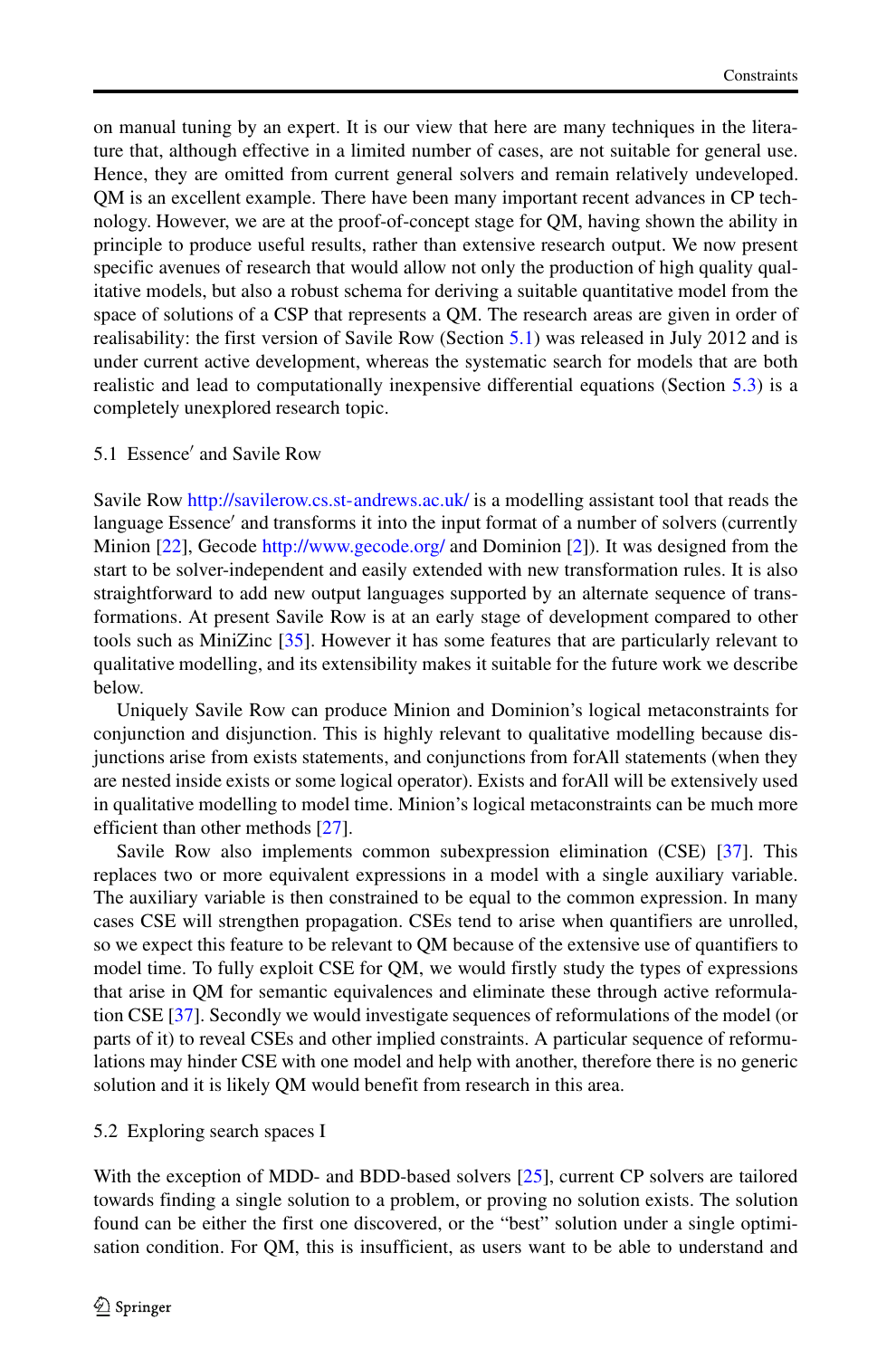on manual tuning by an expert. It is our view that here are many techniques in the literature that, although effective in a limited number of cases, are not suitable for general use. Hence, they are omitted from current general solvers and remain relatively undeveloped. QM is an excellent example. There have been many important recent advances in CP technology. However, we are at the proof-of-concept stage for QM, having shown the ability in principle to produce useful results, rather than extensive research output. We now present specific avenues of research that would allow not only the production of high quality qualitative models, but also a robust schema for deriving a suitable quantitative model from the space of solutions of a CSP that represents a QM. The research areas are given in order of realisability: the first version of Savile Row (Section 5.1) was released in July 2012 and is under current active development, whereas the systematic search for models that are both realistic and lead to computationally inexpensive differential equations (Section 5.3) is a completely unexplored research topic.

### 5.1 Essence′ and Savile Row

Savile Row http://savilerow.cs.st-andrews.ac.uk/ is a modelling assistant tool that reads the language Essence′ and transforms it into the input format of a number of solvers (currently Minion [22], Gecode http://www.gecode.org/ and Dominion [2]). It was designed from the start to be solver-independent and easily extended with new transformation rules. It is also straightforward to add new output languages supported by an alternate sequence of transformations. At present Savile Row is at an early stage of development compared to other tools such as MiniZinc [35]. However it has some features that are particularly relevant to qualitative modelling, and its extensibility makes it suitable for the future work we describe below.

Uniquely Savile Row can produce Minion and Dominion's logical metaconstraints for conjunction and disjunction. This is highly relevant to qualitative modelling because disjunctions arise from exists statements, and conjunctions from forAll statements (when they are nested inside exists or some logical operator). Exists and forAll will be extensively used in qualitative modelling to model time. Minion's logical metaconstraints can be much more efficient than other methods [27].

Savile Row also implements common subexpression elimination (CSE) [37]. This replaces two or more equivalent expressions in a model with a single auxiliary variable. The auxiliary variable is then constrained to be equal to the common expression. In many cases CSE will strengthen propagation. CSEs tend to arise when quantifiers are unrolled, so we expect this feature to be relevant to QM because of the extensive use of quantifiers to model time. To fully exploit CSE for QM, we would firstly study the types of expressions that arise in QM for semantic equivalences and eliminate these through active reformulation CSE [37]. Secondly we would investigate sequences of reformulations of the model (or parts of it) to reveal CSEs and other implied constraints. A particular sequence of reformulations may hinder CSE with one model and help with another, therefore there is no generic solution and it is likely QM would benefit from research in this area.

### 5.2 Exploring search spaces I

With the exception of MDD- and BDD-based solvers [25], current CP solvers are tailored towards finding a single solution to a problem, or proving no solution exists. The solution found can be either the first one discovered, or the "best" solution under a single optimisation condition. For QM, this is insufficient, as users want to be able to understand and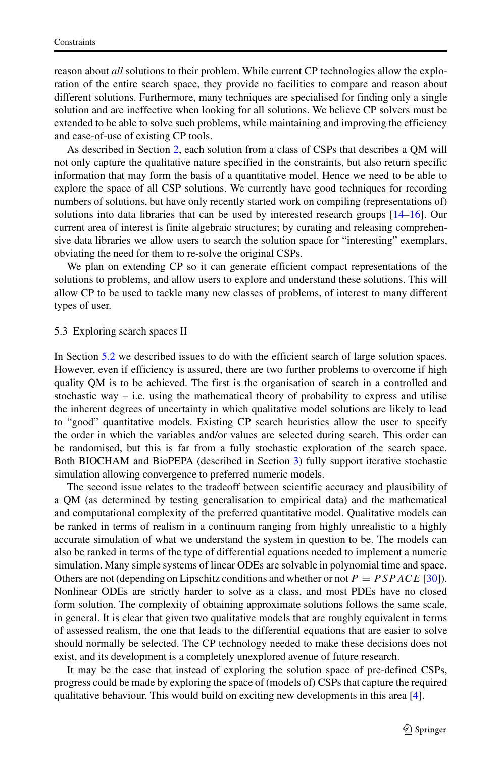reason about *all* solutions to their problem. While current CP technologies allow the exploration of the entire search space, they provide no facilities to compare and reason about different solutions. Furthermore, many techniques are specialised for finding only a single solution and are ineffective when looking for all solutions. We believe CP solvers must be extended to be able to solve such problems, while maintaining and improving the efficiency and ease-of-use of existing CP tools.

As described in Section 2, each solution from a class of CSPs that describes a QM will not only capture the qualitative nature specified in the constraints, but also return specific information that may form the basis of a quantitative model. Hence we need to be able to explore the space of all CSP solutions. We currently have good techniques for recording numbers of solutions, but have only recently started work on compiling (representations of) solutions into data libraries that can be used by interested research groups [14–16]. Our current area of interest is finite algebraic structures; by curating and releasing comprehensive data libraries we allow users to search the solution space for "interesting" exemplars, obviating the need for them to re-solve the original CSPs.

We plan on extending CP so it can generate efficient compact representations of the solutions to problems, and allow users to explore and understand these solutions. This will allow CP to be used to tackle many new classes of problems, of interest to many different types of user.

### 5.3 Exploring search spaces II

In Section 5.2 we described issues to do with the efficient search of large solution spaces. However, even if efficiency is assured, there are two further problems to overcome if high quality QM is to be achieved. The first is the organisation of search in a controlled and stochastic way – i.e. using the mathematical theory of probability to express and utilise the inherent degrees of uncertainty in which qualitative model solutions are likely to lead to "good" quantitative models. Existing CP search heuristics allow the user to specify the order in which the variables and/or values are selected during search. This order can be randomised, but this is far from a fully stochastic exploration of the search space. Both BIOCHAM and BioPEPA (described in Section 3) fully support iterative stochastic simulation allowing convergence to preferred numeric models.

The second issue relates to the tradeoff between scientific accuracy and plausibility of a QM (as determined by testing generalisation to empirical data) and the mathematical and computational complexity of the preferred quantitative model. Qualitative models can be ranked in terms of realism in a continuum ranging from highly unrealistic to a highly accurate simulation of what we understand the system in question to be. The models can also be ranked in terms of the type of differential equations needed to implement a numeric simulation. Many simple systems of linear ODEs are solvable in polynomial time and space. Others are not (depending on Lipschitz conditions and whether or not $P = PSPACE$ [30]). Nonlinear ODEs are strictly harder to solve as a class, and most PDEs have no closed form solution. The complexity of obtaining approximate solutions follows the same scale, in general. It is clear that given two qualitative models that are roughly equivalent in terms of assessed realism, the one that leads to the differential equations that are easier to solve should normally be selected. The CP technology needed to make these decisions does not exist, and its development is a completely unexplored avenue of future research.

It may be the case that instead of exploring the solution space of pre-defined CSPs, progress could be made by exploring the space of (models of) CSPs that capture the required qualitative behaviour. This would build on exciting new developments in this area [4].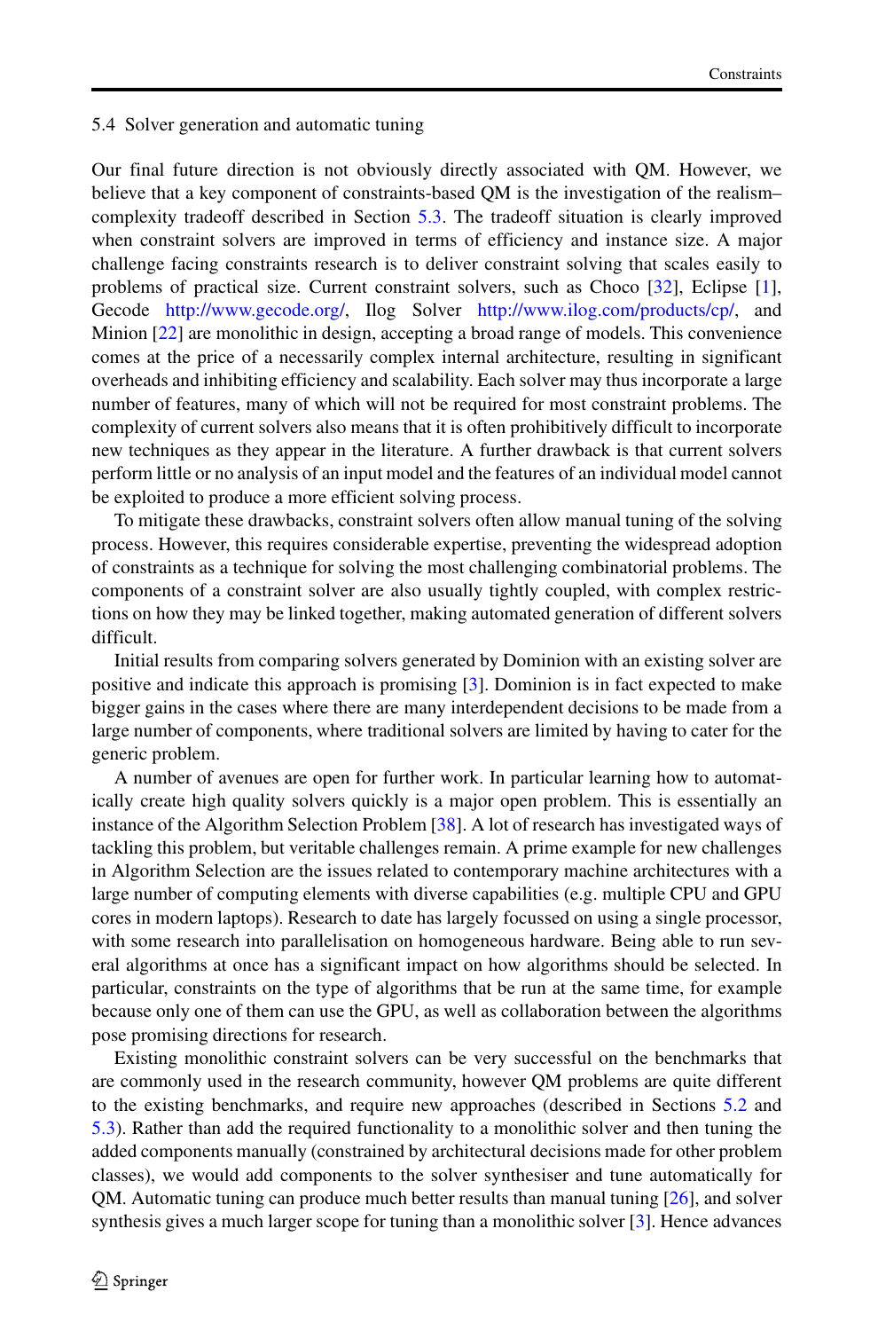### 5.4 Solver generation and automatic tuning

Our final future direction is not obviously directly associated with QM. However, we believe that a key component of constraints-based QM is the investigation of the realism–complexity tradeoff described in Section 5.3. The tradeoff situation is clearly improved when constraint solvers are improved in terms of efficiency and instance size. A major challenge facing constraints research is to deliver constraint solving that scales easily to problems of practical size. Current constraint solvers, such as Choco [32], Eclipse [1], Gecode http://www.gecode.org/, Ilog Solver http://www.ilog.com/products/cp/, and Minion [22] are monolithic in design, accepting a broad range of models. This convenience comes at the price of a necessarily complex internal architecture, resulting in significant overheads and inhibiting efficiency and scalability. Each solver may thus incorporate a large number of features, many of which will not be required for most constraint problems. The complexity of current solvers also means that it is often prohibitively difficult to incorporate new techniques as they appear in the literature. A further drawback is that current solvers perform little or no analysis of an input model and the features of an individual model cannot be exploited to produce a more efficient solving process.

To mitigate these drawbacks, constraint solvers often allow manual tuning of the solving process. However, this requires considerable expertise, preventing the widespread adoption of constraints as a technique for solving the most challenging combinatorial problems. The components of a constraint solver are also usually tightly coupled, with complex restrictions on how they may be linked together, making automated generation of different solvers difficult.

Initial results from comparing solvers generated by Dominion with an existing solver are positive and indicate this approach is promising [3]. Dominion is in fact expected to make bigger gains in the cases where there are many interdependent decisions to be made from a large number of components, where traditional solvers are limited by having to cater for the generic problem.

A number of avenues are open for further work. In particular learning how to automatically create high quality solvers quickly is a major open problem. This is essentially an instance of the Algorithm Selection Problem [38]. A lot of research has investigated ways of tackling this problem, but veritable challenges remain. A prime example for new challenges in Algorithm Selection are the issues related to contemporary machine architectures with a large number of computing elements with diverse capabilities (e.g. multiple CPU and GPU cores in modern laptops). Research to date has largely focussed on using a single processor, with some research into parallelisation on homogeneous hardware. Being able to run several algorithms at once has a significant impact on how algorithms should be selected. In particular, constraints on the type of algorithms that be run at the same time, for example because only one of them can use the GPU, as well as collaboration between the algorithms pose promising directions for research.

Existing monolithic constraint solvers can be very successful on the benchmarks that are commonly used in the research community, however QM problems are quite different to the existing benchmarks, and require new approaches (described in Sections 5.2 and 5.3). Rather than add the required functionality to a monolithic solver and then tuning the added components manually (constrained by architectural decisions made for other problem classes), we would add components to the solver synthesiser and tune automatically for QM. Automatic tuning can produce much better results than manual tuning [26], and solver synthesis gives a much larger scope for tuning than a monolithic solver [3]. Hence advances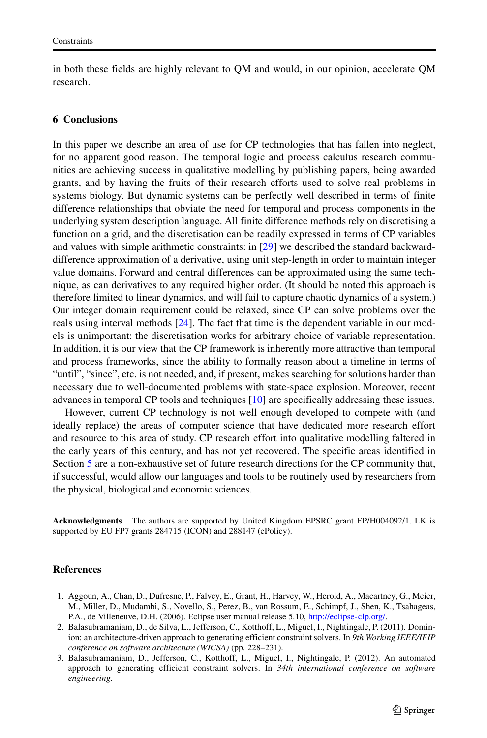in both these fields are highly relevant to QM and would, in our opinion, accelerate QM research.

## 6 Conclusions

In this paper we describe an area of use for CP technologies that has fallen into neglect, for no apparent good reason. The temporal logic and process calculus research communities are achieving success in qualitative modelling by publishing papers, being awarded grants, and by having the fruits of their research efforts used to solve real problems in systems biology. But dynamic systems can be perfectly well described in terms of finite difference relationships that obviate the need for temporal and process components in the underlying system description language. All finite difference methods rely on discretising a function on a grid, and the discretisation can be readily expressed in terms of CP variables and values with simple arithmetic constraints: in [29] we described the standard backward-difference approximation of a derivative, using unit step-length in order to maintain integer value domains. Forward and central differences can be approximated using the same technique, as can derivatives to any required higher order. (It should be noted this approach is therefore limited to linear dynamics, and will fail to capture chaotic dynamics of a system.) Our integer domain requirement could be relaxed, since CP can solve problems over the reals using interval methods [24]. The fact that time is the dependent variable in our models is unimportant: the discretisation works for arbitrary choice of variable representation. In addition, it is our view that the CP framework is inherently more attractive than temporal and process frameworks, since the ability to formally reason about a timeline in terms of "until", "since", etc. is not needed, and, if present, makes searching for solutions harder than necessary due to well-documented problems with state-space explosion. Moreover, recent advances in temporal CP tools and techniques [10] are specifically addressing these issues.

However, current CP technology is not well enough developed to compete with (and ideally replace) the areas of computer science that have dedicated more research effort and resource to this area of study. CP research effort into qualitative modelling faltered in the early years of this century, and has not yet recovered. The specific areas identified in Section 5 are a non-exhaustive set of future research directions for the CP community that, if successful, would allow our languages and tools to be routinely used by researchers from the physical, biological and economic sciences.

**Acknowledgments** The authors are supported by United Kingdom EPSRC grant EP/H004092/1. LK is supported by EU FP7 grants 284715 (ICON) and 288147 (ePolicy).

## References

1. Aggoun, A., Chan, D., Dufresne, P., Falvey, E., Grant, H., Harvey, W., Herold, A., Macartney, G., Meier, M., Miller, D., Mudambi, S., Novello, S., Perez, B., van Rossum, E., Schimpf, J., Shen, K., Tsahageas, P.A., de Villeneuve, D.H. (2006). Eclipse user manual release 5.10, http://eclipse-clp.org/.
2. Balasubramaniam, D., de Silva, L., Jefferson, C., Kotthoff, L., Miguel, I., Nightingale, P. (2011). Dominion: an architecture-driven approach to generating efficient constraint solvers. In *9th Working IEEE/IFIP conference on software architecture (WICSA)* (pp. 228–231).
3. Balasubramaniam, D., Jefferson, C., Kotthoff, L., Miguel, I., Nightingale, P. (2012). An automated approach to generating efficient constraint solvers. In *34th international conference on software engineering*.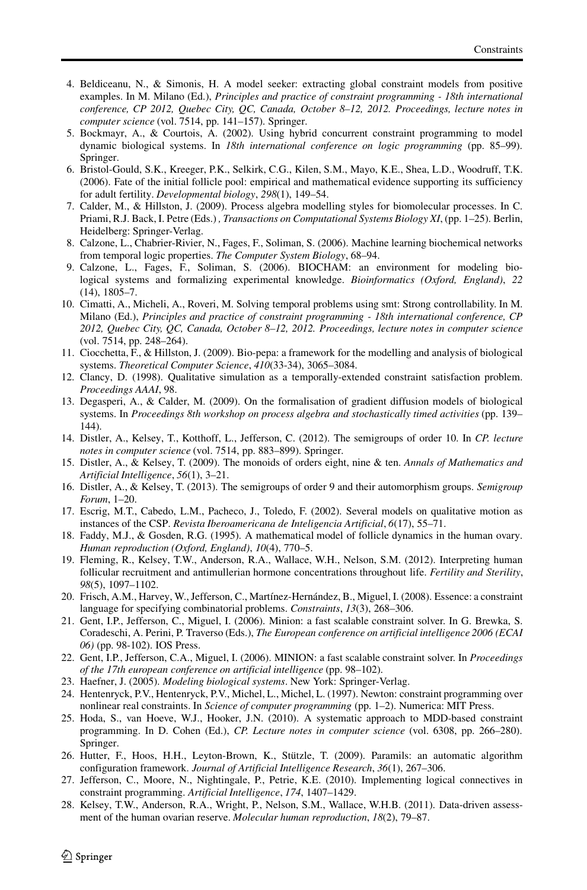4. Beldiceanu, N., & Simonis, H. A model seeker: extracting global constraint models from positive examples. In M. Milano (Ed.), *Principles and practice of constraint programming - 18th international conference, CP 2012, Quebec City, QC, Canada, October 8–12, 2012. Proceedings, lecture notes in computer science* (vol. 7514, pp. 141–157). Springer.
5. Bockmayr, A., & Courtois, A. (2002). Using hybrid concurrent constraint programming to model dynamic biological systems. In *18th international conference on logic programming* (pp. 85–99). Springer.
6. Bristol-Gould, S.K., Kreeger, P.K., Selkirk, C.G., Kilen, S.M., Mayo, K.E., Shea, L.D., Woodruff, T.K. (2006). Fate of the initial follicle pool: empirical and mathematical evidence supporting its sufficiency for adult fertility. *Developmental biology*, *298*(1), 149–54.
7. Calder, M., & Hillston, J. (2009). Process algebra modelling styles for biomolecular processes. In C. Priami, R.J. Back, I. Petre (Eds.) *, Transactions on Computational Systems Biology XI*, (pp. 1–25). Berlin, Heidelberg: Springer-Verlag.
8. Calzone, L., Chabrier-Rivier, N., Fages, F., Soliman, S. (2006). Machine learning biochemical networks from temporal logic properties. *The Computer System Biology*, 68–94.
9. Calzone, L., Fages, F., Soliman, S. (2006). BIOCHAM: an environment for modeling biological systems and formalizing experimental knowledge. *Bioinformatics (Oxford, England)*, *22* (14), 1805–7.
10. Cimatti, A., Micheli, A., Roveri, M. Solving temporal problems using smt: Strong controllability. In M. Milano (Ed.), *Principles and practice of constraint programming - 18th international conference, CP 2012, Quebec City, QC, Canada, October 8–12, 2012. Proceedings, lecture notes in computer science* (vol. 7514, pp. 248–264).
11. Ciocchetta, F., & Hillston, J. (2009). Bio-pepa: a framework for the modelling and analysis of biological systems. *Theoretical Computer Science*, *410*(33-34), 3065–3084.
12. Clancy, D. (1998). Qualitative simulation as a temporally-extended constraint satisfaction problem. *Proceedings AAAI*, 98.
13. Degasperi, A., & Calder, M. (2009). On the formalisation of gradient diffusion models of biological systems. In *Proceedings 8th workshop on process algebra and stochastically timed activities* (pp. 139–144).
14. Distler, A., Kelsey, T., Kotthoff, L., Jefferson, C. (2012). The semigroups of order 10. In *CP. lecture notes in computer science* (vol. 7514, pp. 883–899). Springer.
15. Distler, A., & Kelsey, T. (2009). The monoids of orders eight, nine & ten. *Annals of Mathematics and Artificial Intelligence*, *56*(1), 3–21.
16. Distler, A., & Kelsey, T. (2013). The semigroups of order 9 and their automorphism groups. *Semigroup Forum*, 1–20.
17. Escrig, M.T., Cabedo, L.M., Pacheco, J., Toledo, F. (2002). Several models on qualitative motion as instances of the CSP. *Revista Iberoamericana de Inteligencia Artificial*, *6*(17), 55–71.
18. Faddy, M.J., & Gosden, R.G. (1995). A mathematical model of follicle dynamics in the human ovary. *Human reproduction (Oxford, England)*, *10*(4), 770–5.
19. Fleming, R., Kelsey, T.W., Anderson, R.A., Wallace, W.H., Nelson, S.M. (2012). Interpreting human follicular recruitment and antimullerian hormone concentrations throughout life. *Fertility and Sterility*, *98*(5), 1097–1102.
20. Frisch, A.M., Harvey, W., Jefferson, C., Martínez-Hernández, B., Miguel, I. (2008). Essence: a constraint language for specifying combinatorial problems. *Constraints*, *13*(3), 268–306.
21. Gent, I.P., Jefferson, C., Miguel, I. (2006). Minion: a fast scalable constraint solver. In G. Brewka, S. Coradeschi, A. Perini, P. Traverso (Eds.), *The European conference on artificial intelligence 2006 (ECAI 06)* (pp. 98-102). IOS Press.
22. Gent, I.P., Jefferson, C.A., Miguel, I. (2006). MINION: a fast scalable constraint solver. In *Proceedings of the 17th european conference on artificial intelligence* (pp. 98–102).
23. Haefner, J. (2005). *Modeling biological systems*. New York: Springer-Verlag.
24. Hentenryck, P.V., Hentenryck, P.V., Michel, L., Michel, L. (1997). Newton: constraint programming over nonlinear real constraints. In *Science of computer programming* (pp. 1–2). Numerica: MIT Press.
25. Hoda, S., van Hoeve, W.J., Hooker, J.N. (2010). A systematic approach to MDD-based constraint programming. In D. Cohen (Ed.), *CP. Lecture notes in computer science* (vol. 6308, pp. 266–280). Springer.
26. Hutter, F., Hoos, H.H., Leyton-Brown, K., Stützle, T. (2009). Paramils: an automatic algorithm configuration framework. *Journal of Artificial Intelligence Research*, *36*(1), 267–306.
27. Jefferson, C., Moore, N., Nightingale, P., Petrie, K.E. (2010). Implementing logical connectives in constraint programming. *Artificial Intelligence*, *174*, 1407–1429.
28. Kelsey, T.W., Anderson, R.A., Wright, P., Nelson, S.M., Wallace, W.H.B. (2011). Data-driven assessment of the human ovarian reserve. *Molecular human reproduction*, *18*(2), 79–87.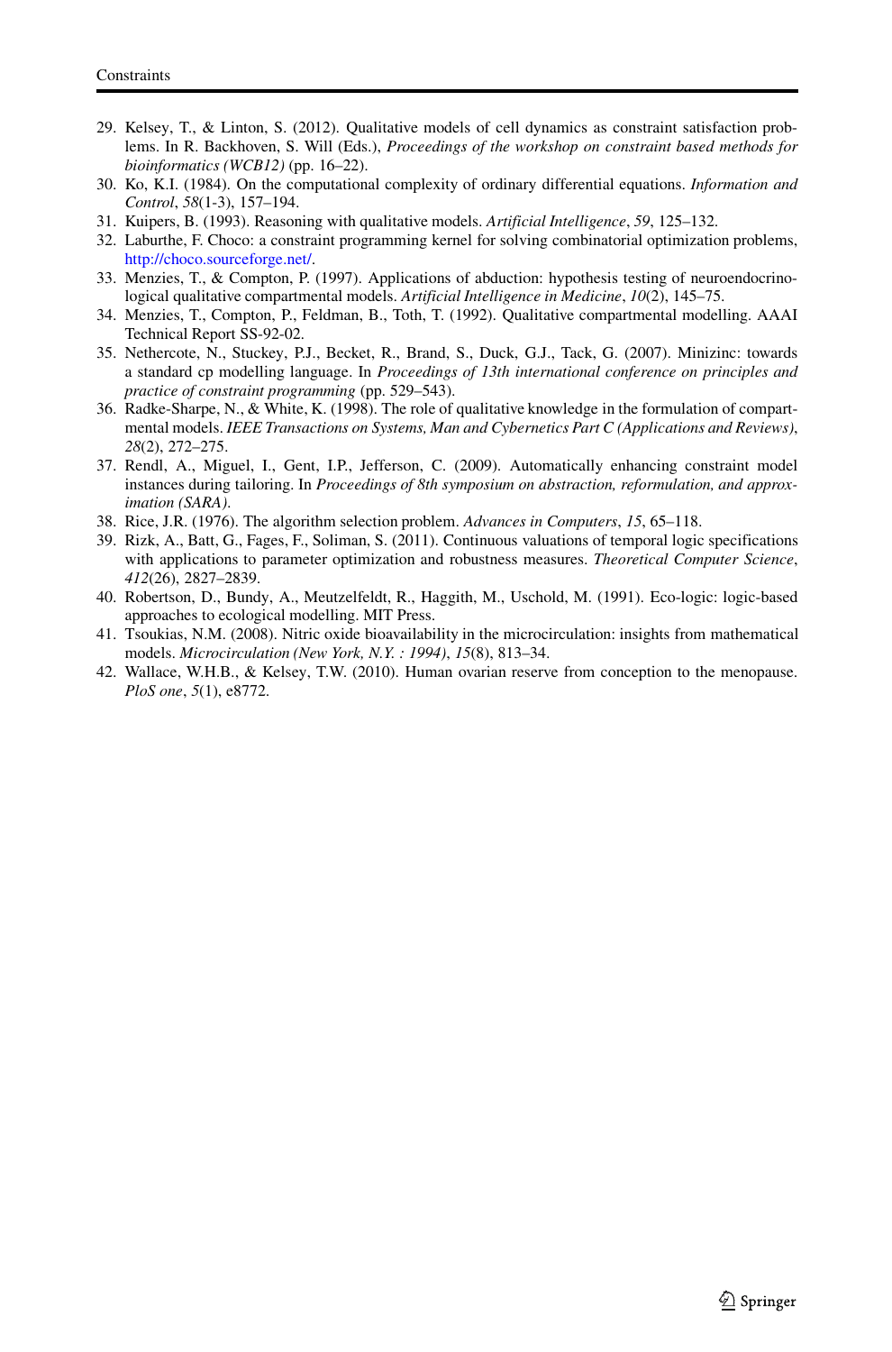29. Kelsey, T., & Linton, S. (2012). Qualitative models of cell dynamics as constraint satisfaction problems. In R. Backhoven, S. Will (Eds.), *Proceedings of the workshop on constraint based methods for bioinformatics (WCB12)* (pp. 16–22).
30. Ko, K.I. (1984). On the computational complexity of ordinary differential equations. *Information and Control*, *58*(1-3), 157–194.
31. Kuipers, B. (1993). Reasoning with qualitative models. *Artificial Intelligence*, *59*, 125–132.
32. Laburthe, F. Choco: a constraint programming kernel for solving combinatorial optimization problems, http://choco.sourceforge.net/.
33. Menzies, T., & Compton, P. (1997). Applications of abduction: hypothesis testing of neuroendocrinological qualitative compartmental models. *Artificial Intelligence in Medicine*, *10*(2), 145–75.
34. Menzies, T., Compton, P., Feldman, B., Toth, T. (1992). Qualitative compartmental modelling. AAAI Technical Report SS-92-02.
35. Nethercote, N., Stuckey, P.J., Becket, R., Brand, S., Duck, G.J., Tack, G. (2007). Minizinc: towards a standard cp modelling language. In *Proceedings of 13th international conference on principles and practice of constraint programming* (pp. 529–543).
36. Radke-Sharpe, N., & White, K. (1998). The role of qualitative knowledge in the formulation of compartmental models. *IEEE Transactions on Systems, Man and Cybernetics Part C (Applications and Reviews)*, *28*(2), 272–275.
37. Rendl, A., Miguel, I., Gent, I.P., Jefferson, C. (2009). Automatically enhancing constraint model instances during tailoring. In *Proceedings of 8th symposium on abstraction, reformulation, and approximation (SARA)*.
38. Rice, J.R. (1976). The algorithm selection problem. *Advances in Computers*, *15*, 65–118.
39. Rizk, A., Batt, G., Fages, F., Soliman, S. (2011). Continuous valuations of temporal logic specifications with applications to parameter optimization and robustness measures. *Theoretical Computer Science*, *412*(26), 2827–2839.
40. Robertson, D., Bundy, A., Meutzelfeldt, R., Haggith, M., Uschold, M. (1991). Eco-logic: logic-based approaches to ecological modelling. MIT Press.
41. Tsoukias, N.M. (2008). Nitric oxide bioavailability in the microcirculation: insights from mathematical models. *Microcirculation (New York, N.Y. : 1994)*, *15*(8), 813–34.
42. Wallace, W.H.B., & Kelsey, T.W. (2010). Human ovarian reserve from conception to the menopause. *PloS one*, *5*(1), e8772.